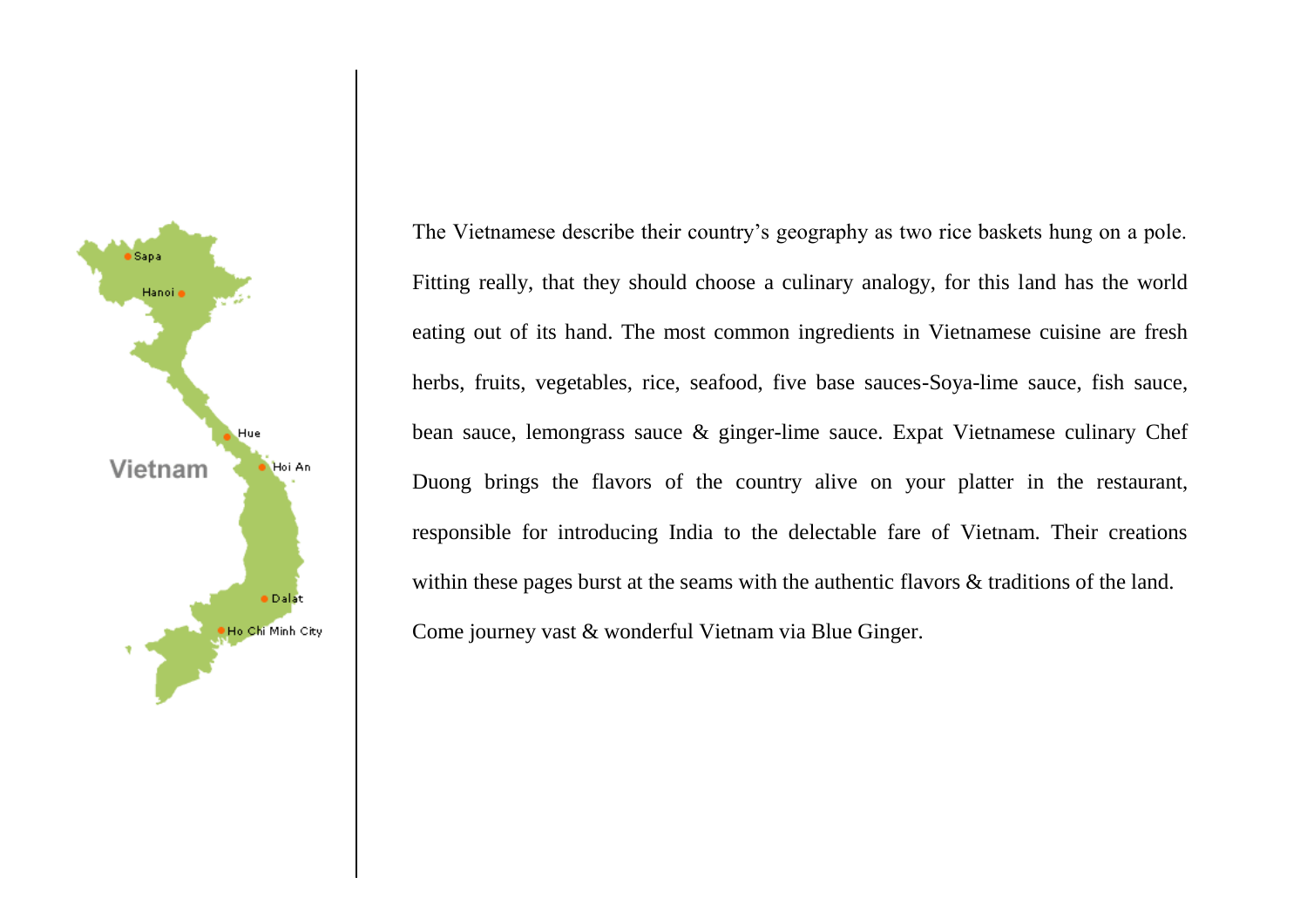The Vietnamese describe their country's geography as two rice baskets hung on a pole. Fitting really, that they should choose a culinary analogy, for this land has the world eating out of its hand. The most common ingredients in Vietnamese cuisine are fresh herbs, fruits, vegetables, rice, seafood, five base sauces-Soya-lime sauce, fish sauce, bean sauce, lemongrass sauce & ginger-lime sauce. Expat Vietnamese culinary Chef Duong brings the flavors of the country alive on your platter in the restaurant, responsible for introducing India to the delectable fare of Vietnam. Their creations within these pages burst at the seams with the authentic flavors & traditions of the land.

Come journey vast & wonderful Vietnam via Blue Ginger.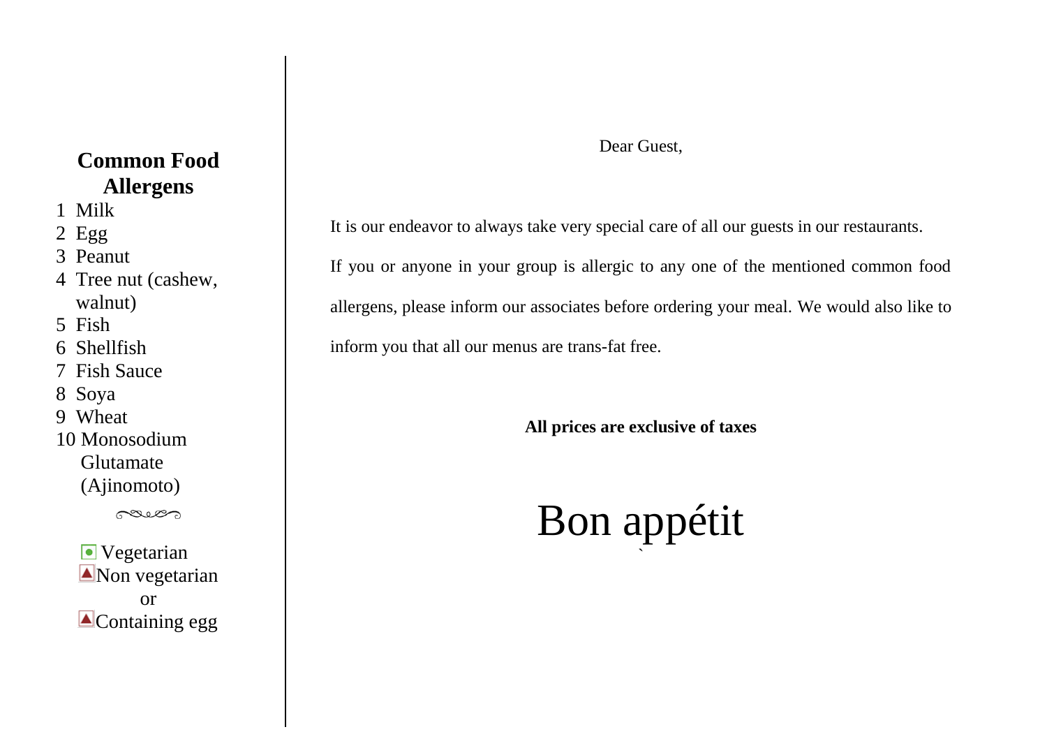## Common Food Allergens

1 Milk
2 Egg
3 Peanut
4 Tree nut (cashew, walnut)
5 Fish
6 Shellfish
7 Fish Sauce
8 Soya
9 Wheat
10 Monosodium Glutamate (Ajinomoto)

Vegetarian

Non vegetarian
or
Containing egg

Dear Guest,

It is our endeavor to always take very special care of all our guests in our restaurants.

If you or anyone in your group is allergic to any one of the mentioned common food allergens, please inform our associates before ordering your meal. We would also like to inform you that all our menus are trans-fat free.

**All prices are exclusive of taxes**

# Bon appétit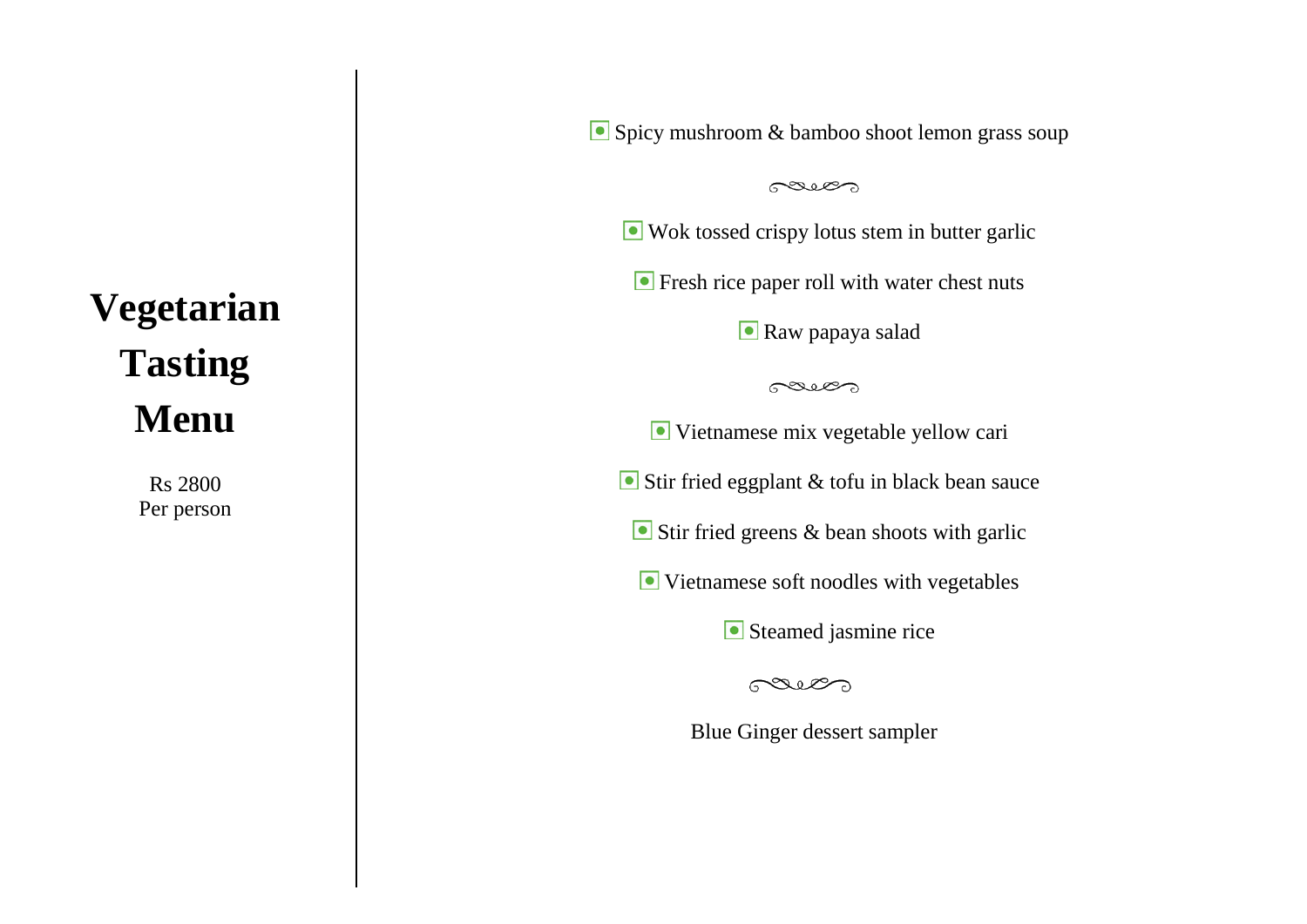# Vegetarian Tasting Menu

Rs 2800
Per person

Spicy mushroom & bamboo shoot lemon grass soup

---

Wok tossed crispy lotus stem in butter garlic

Fresh rice paper roll with water chest nuts

Raw papaya salad

---

Vietnamese mix vegetable yellow cari

Stir fried eggplant & tofu in black bean sauce

Stir fried greens & bean shoots with garlic

Vietnamese soft noodles with vegetables

Steamed jasmine rice

---

Blue Ginger dessert sampler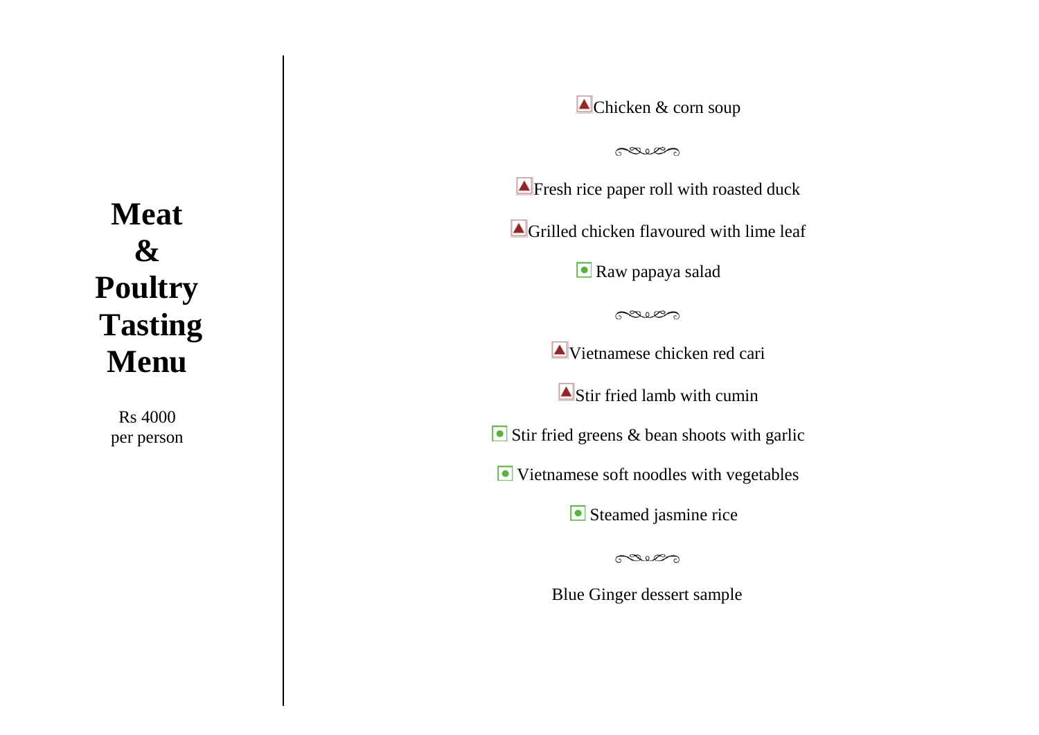# Meat & Poultry Tasting Menu

Rs 4000
per person

Chicken & corn soup

Fresh rice paper roll with roasted duck

Grilled chicken flavoured with lime leaf

Raw papaya salad

Vietnamese chicken red cari

Stir fried lamb with cumin

Stir fried greens & bean shoots with garlic

Vietnamese soft noodles with vegetables

Steamed jasmine rice

Blue Ginger dessert sample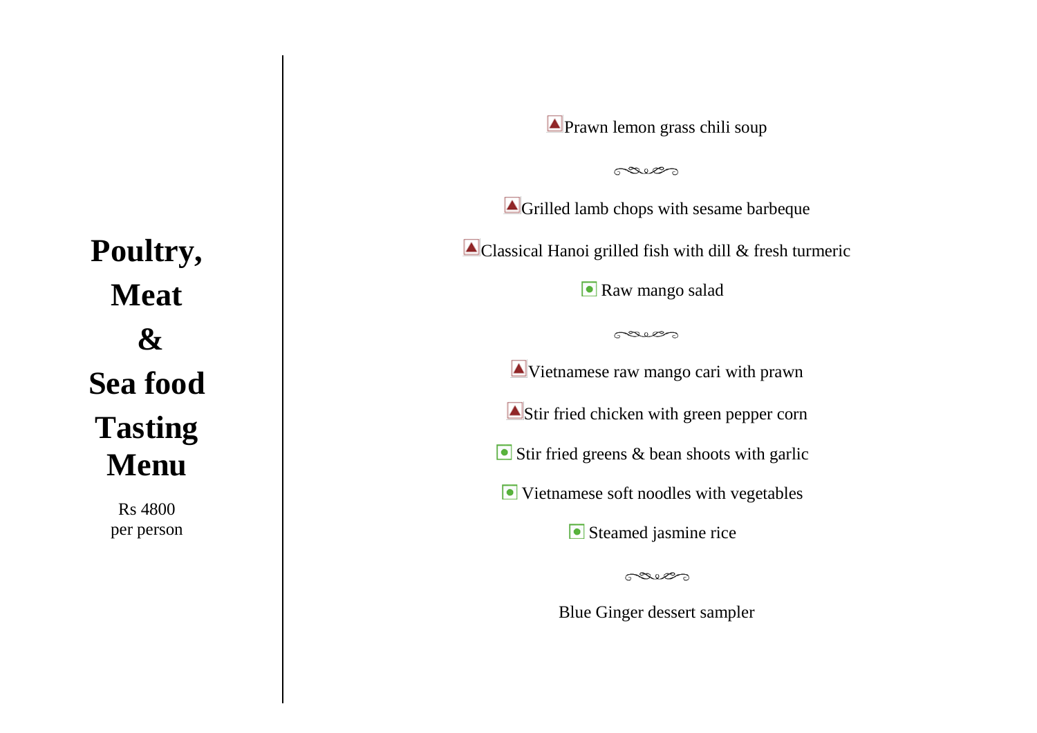# Poultry, Meat & Sea food Tasting Menu

Rs 4800
per person

Prawn lemon grass chili soup

Grilled lamb chops with sesame barbeque

Classical Hanoi grilled fish with dill & fresh turmeric

Raw mango salad

Vietnamese raw mango cari with prawn

Stir fried chicken with green pepper corn

Stir fried greens & bean shoots with garlic

Vietnamese soft noodles with vegetables

Steamed jasmine rice

Blue Ginger dessert sampler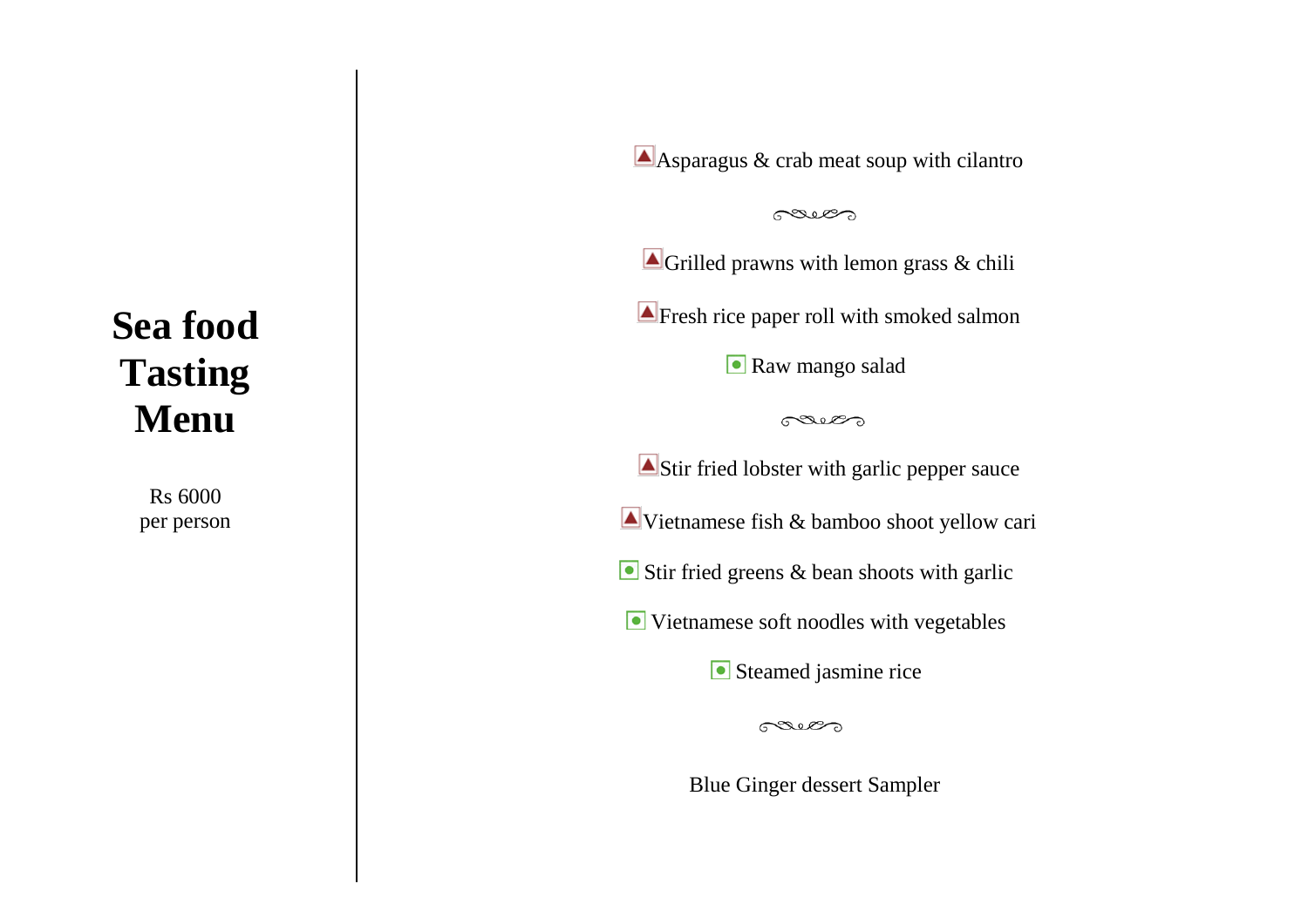# Sea food Tasting Menu

Rs 6000
per person

Asparagus & crab meat soup with cilantro

---

Grilled prawns with lemon grass & chili

Fresh rice paper roll with smoked salmon

Raw mango salad

---

Stir fried lobster with garlic pepper sauce

Vietnamese fish & bamboo shoot yellow cari

Stir fried greens & bean shoots with garlic

Vietnamese soft noodles with vegetables

Steamed jasmine rice

---

Blue Ginger dessert Sampler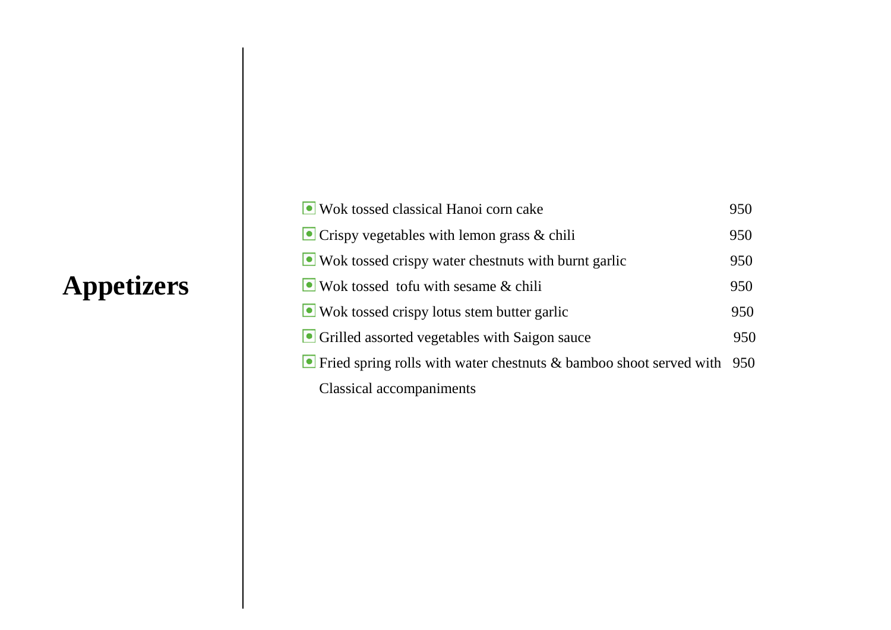# Appetizers

| Item | Price |
|---|---|
| Wok tossed classical Hanoi corn cake | 950 |
| Crispy vegetables with lemon grass & chili | 950 |
| Wok tossed crispy water chestnuts with burnt garlic | 950 |
| Wok tossed tofu with sesame & chili | 950 |
| Wok tossed crispy lotus stem butter garlic | 950 |
| Grilled assorted vegetables with Saigon sauce | 950 |
| Fried spring rolls with water chestnuts & bamboo shoot served with Classical accompaniments | 950 |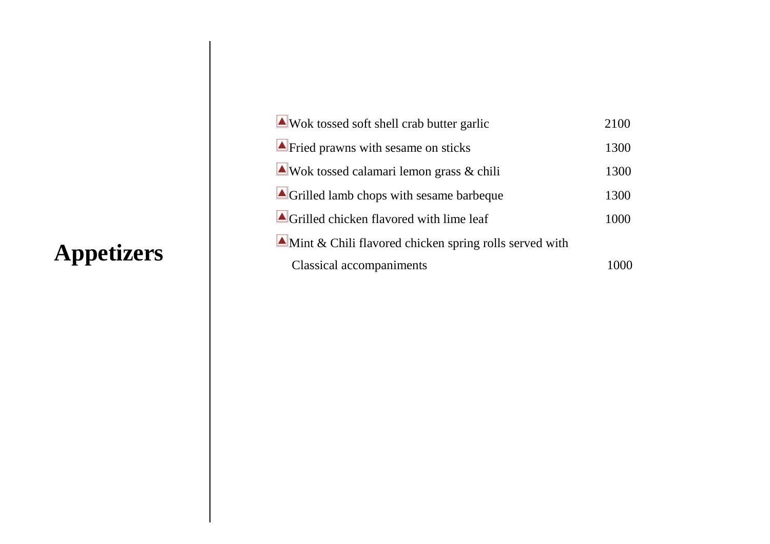# Appetizers

| Item | Price |
|---|---|
| ▲Wok tossed soft shell crab butter garlic | 2100 |
| ▲Fried prawns with sesame on sticks | 1300 |
| ▲Wok tossed calamari lemon grass & chili | 1300 |
| ▲Grilled lamb chops with sesame barbeque | 1300 |
| ▲Grilled chicken flavored with lime leaf | 1000 |
| ▲Mint & Chili flavored chicken spring rolls served with Classical accompaniments | 1000 |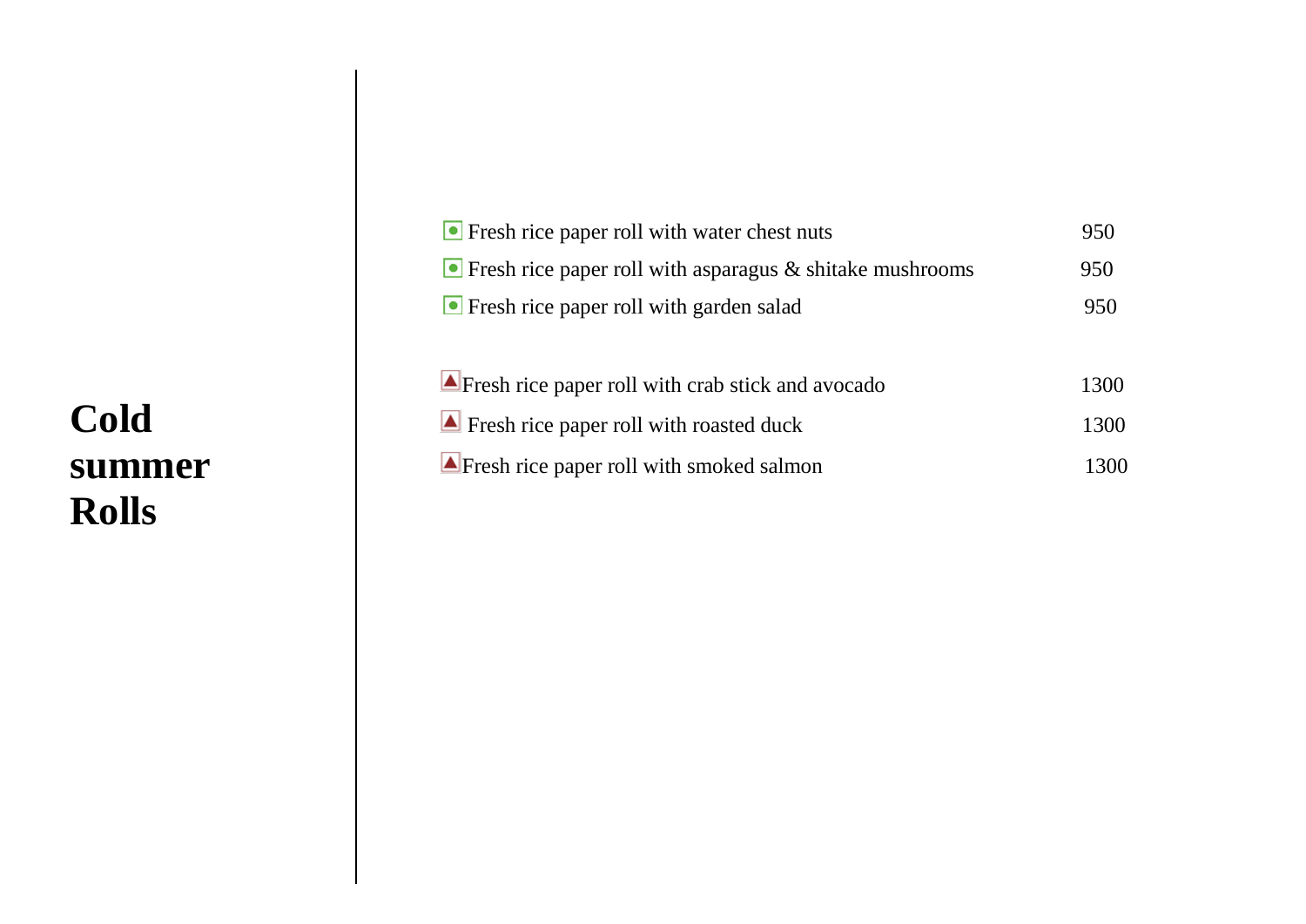# Cold summer Rolls

| Item | Price |
|---|---|
| Fresh rice paper roll with water chest nuts | 950 |
| Fresh rice paper roll with asparagus & shitake mushrooms | 950 |
| Fresh rice paper roll with garden salad | 950 |
| Fresh rice paper roll with crab stick and avocado | 1300 |
| Fresh rice paper roll with roasted duck | 1300 |
| Fresh rice paper roll with smoked salmon | 1300 |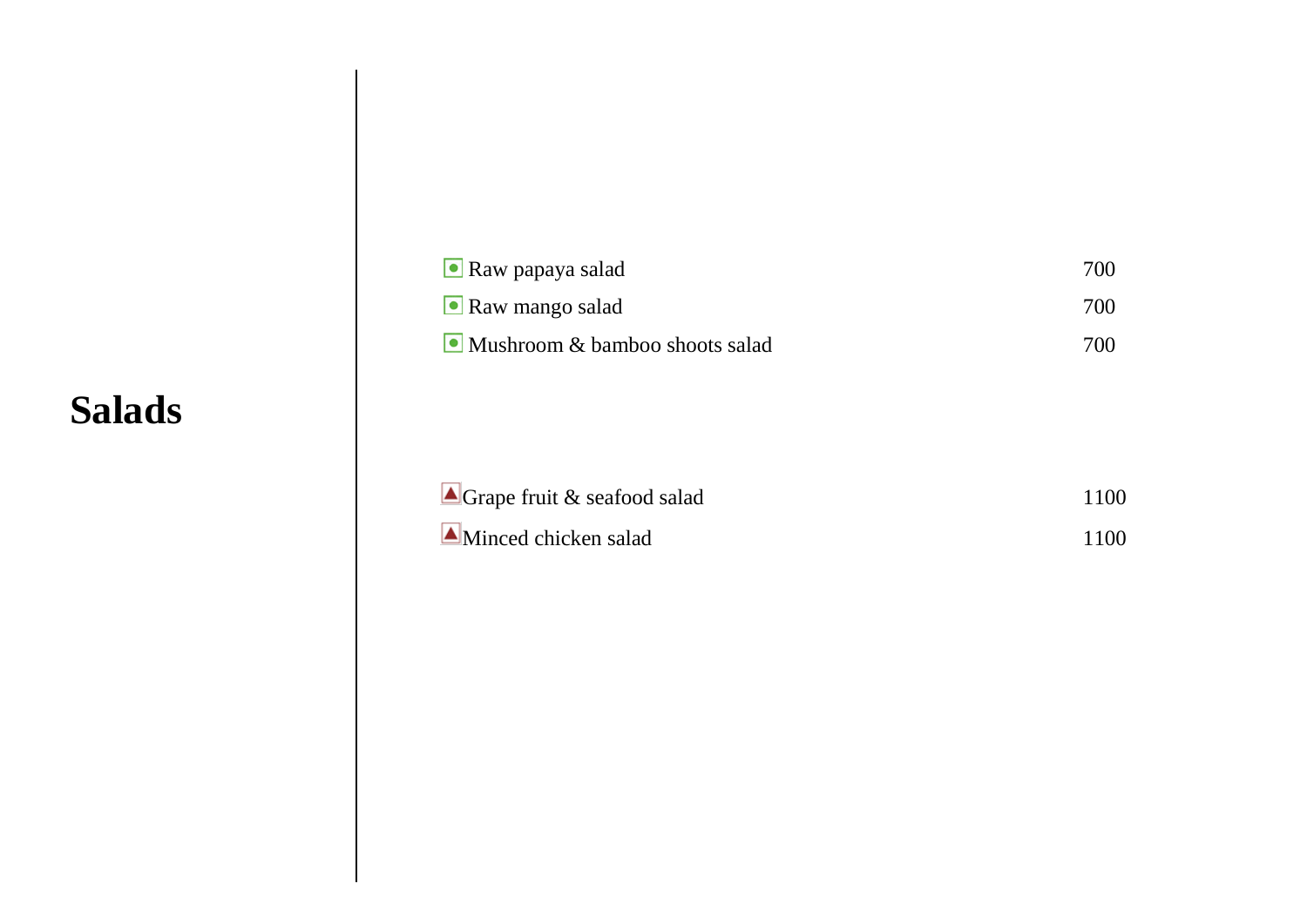# Salads

| Item | Price |
|---|---|
| Raw papaya salad | 700 |
| Raw mango salad | 700 |
| Mushroom & bamboo shoots salad | 700 |
| Grape fruit & seafood salad | 1100 |
| Minced chicken salad | 1100 |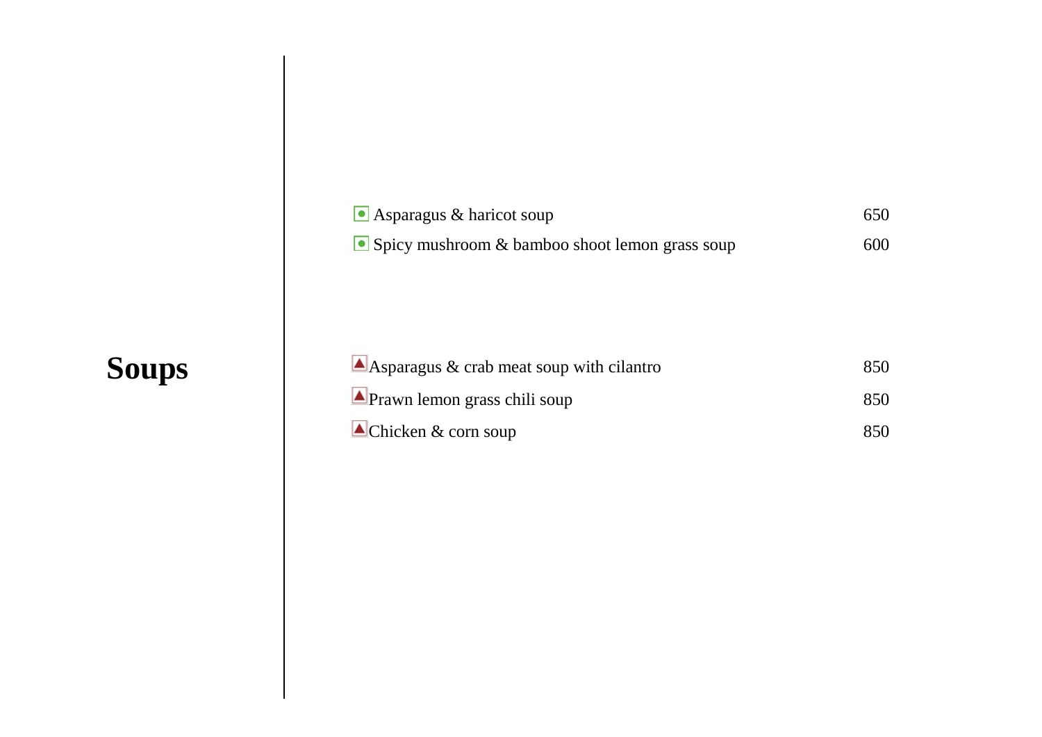# Soups

| Item | Price |
|---|---|
| Asparagus & haricot soup | 650 |
| Spicy mushroom & bamboo shoot lemon grass soup | 600 |

| Item | Price |
|---|---|
| Asparagus & crab meat soup with cilantro | 850 |
| Prawn lemon grass chili soup | 850 |
| Chicken & corn soup | 850 |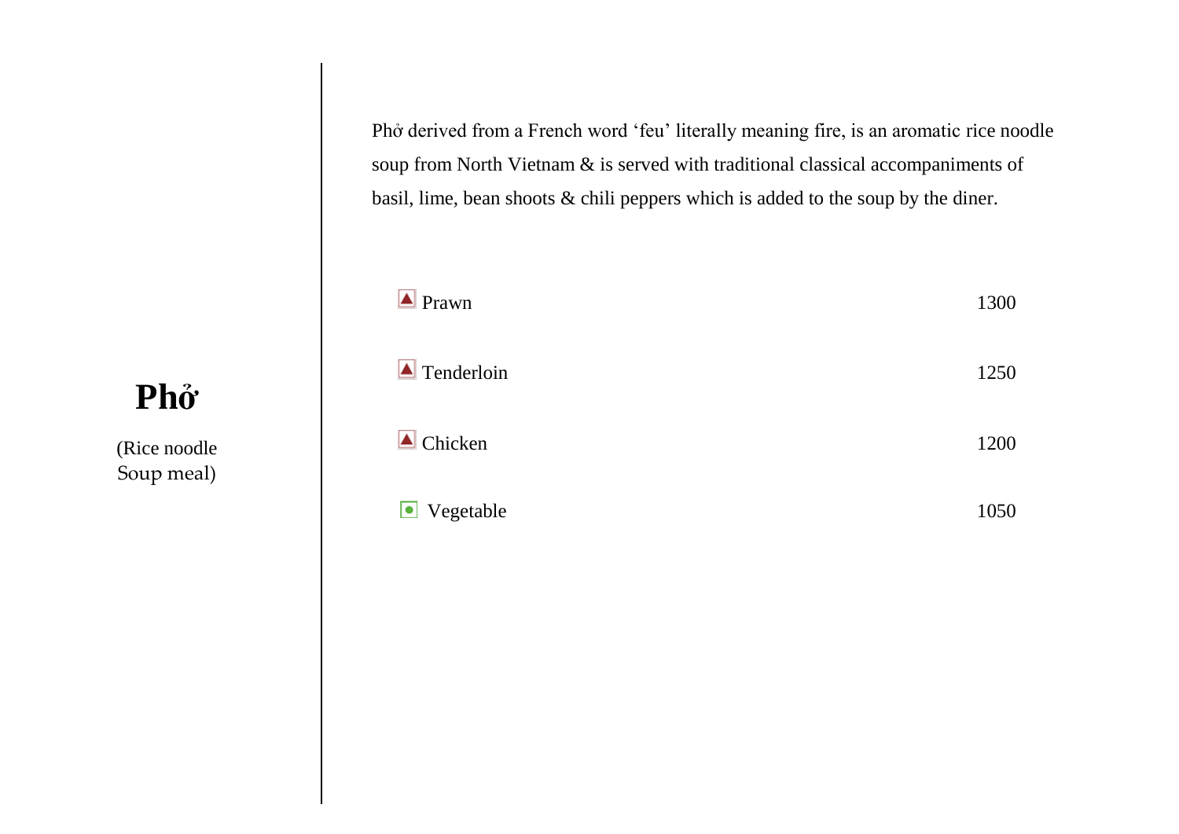# Phở

(Rice noodle Soup meal)

Phở derived from a French word 'feu' literally meaning fire, is an aromatic rice noodle soup from North Vietnam & is served with traditional classical accompaniments of basil, lime, bean shoots & chili peppers which is added to the soup by the diner.

| Item | Price |
| --- | --- |
| Prawn | 1300 |
| Tenderloin | 1250 |
| Chicken | 1200 |
| Vegetable | 1050 |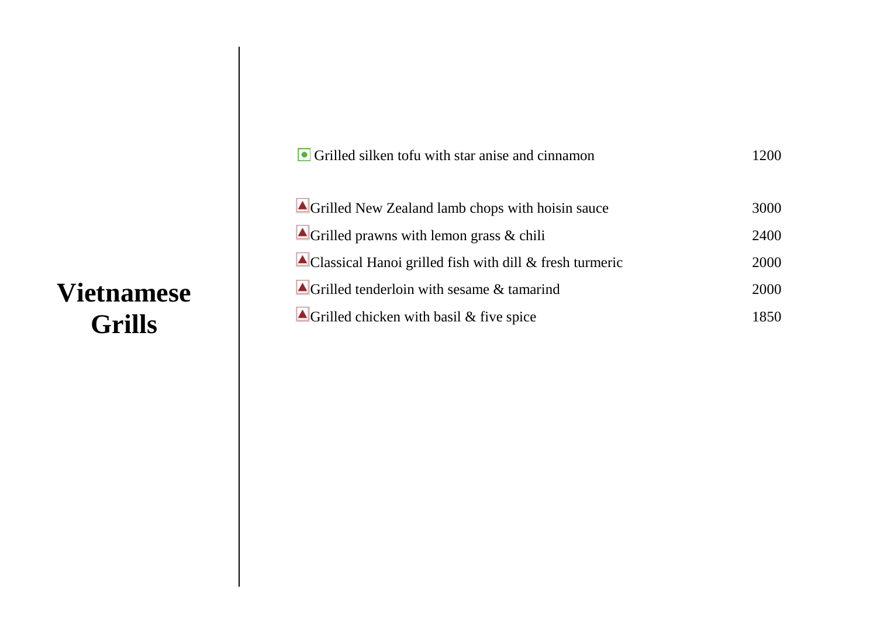# Vietnamese Grills

| | |
|---|---|
| Grilled silken tofu with star anise and cinnamon | 1200 |
| Grilled New Zealand lamb chops with hoisin sauce | 3000 |
| Grilled prawns with lemon grass & chili | 2400 |
| Classical Hanoi grilled fish with dill & fresh turmeric | 2000 |
| Grilled tenderloin with sesame & tamarind | 2000 |
| Grilled chicken with basil & five spice | 1850 |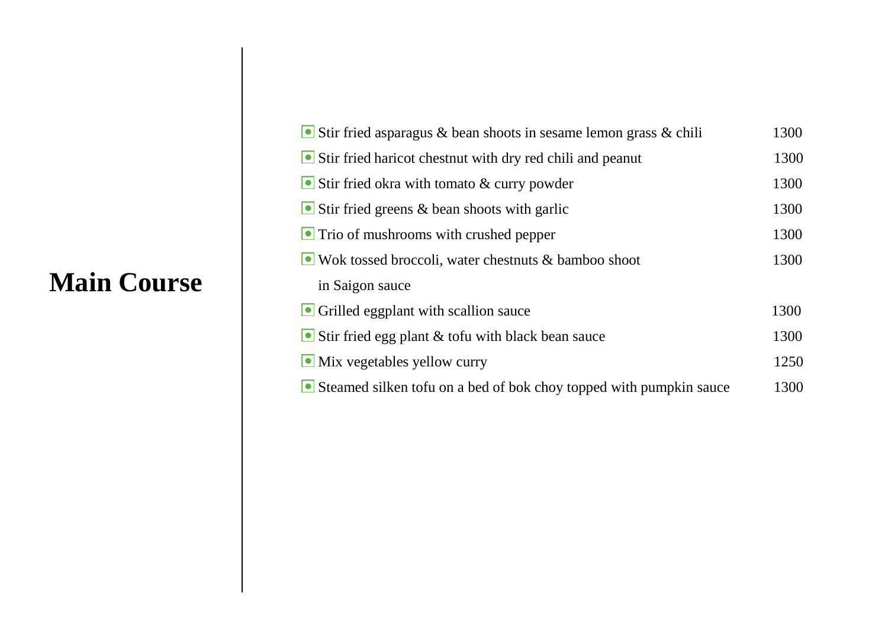# Main Course

| Item | Price |
|---|---|
| Stir fried asparagus & bean shoots in sesame lemon grass & chili | 1300 |
| Stir fried haricot chestnut with dry red chili and peanut | 1300 |
| Stir fried okra with tomato & curry powder | 1300 |
| Stir fried greens & bean shoots with garlic | 1300 |
| Trio of mushrooms with crushed pepper | 1300 |
| Wok tossed broccoli, water chestnuts & bamboo shoot in Saigon sauce | 1300 |
| Grilled eggplant with scallion sauce | 1300 |
| Stir fried egg plant & tofu with black bean sauce | 1300 |
| Mix vegetables yellow curry | 1250 |
| Steamed silken tofu on a bed of bok choy topped with pumpkin sauce | 1300 |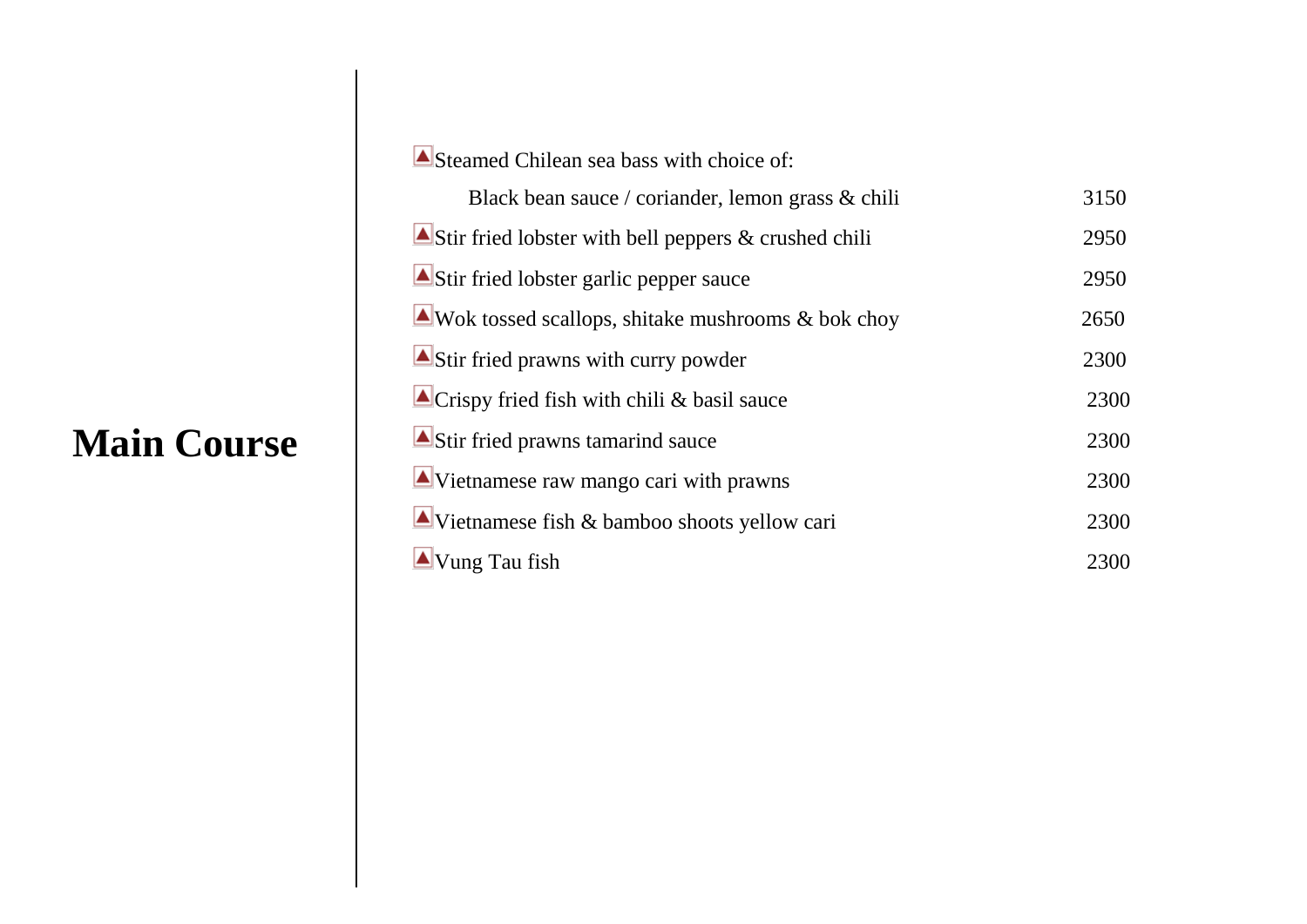# Main Course

| Item | Price |
|---|---|
| ▲Steamed Chilean sea bass with choice of: | |
| Black bean sauce / coriander, lemon grass & chili | 3150 |
| ▲Stir fried lobster with bell peppers & crushed chili | 2950 |
| ▲Stir fried lobster garlic pepper sauce | 2950 |
| ▲Wok tossed scallops, shitake mushrooms & bok choy | 2650 |
| ▲Stir fried prawns with curry powder | 2300 |
| ▲Crispy fried fish with chili & basil sauce | 2300 |
| ▲Stir fried prawns tamarind sauce | 2300 |
| ▲Vietnamese raw mango cari with prawns | 2300 |
| ▲Vietnamese fish & bamboo shoots yellow cari | 2300 |
| ▲Vung Tau fish | 2300 |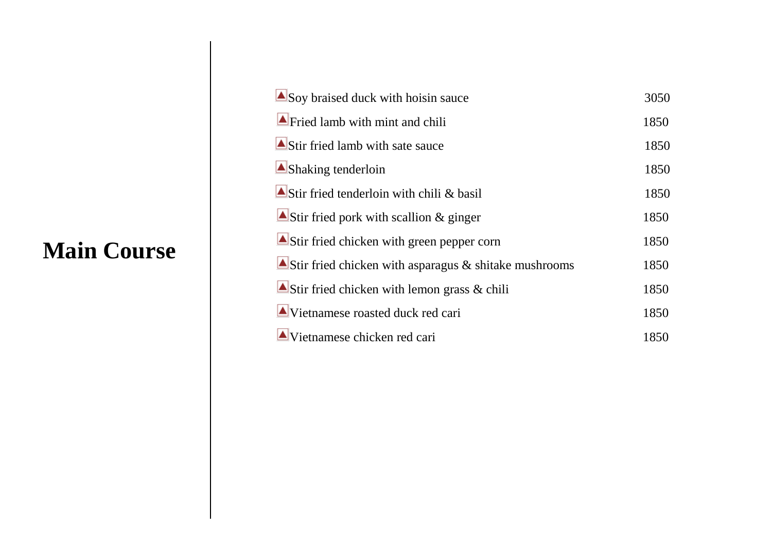# Main Course

| Item | Price |
|---|---|
| Soy braised duck with hoisin sauce | 3050 |
| Fried lamb with mint and chili | 1850 |
| Stir fried lamb with sate sauce | 1850 |
| Shaking tenderloin | 1850 |
| Stir fried tenderloin with chili & basil | 1850 |
| Stir fried pork with scallion & ginger | 1850 |
| Stir fried chicken with green pepper corn | 1850 |
| Stir fried chicken with asparagus & shitake mushrooms | 1850 |
| Stir fried chicken with lemon grass & chili | 1850 |
| Vietnamese roasted duck red cari | 1850 |
| Vietnamese chicken red cari | 1850 |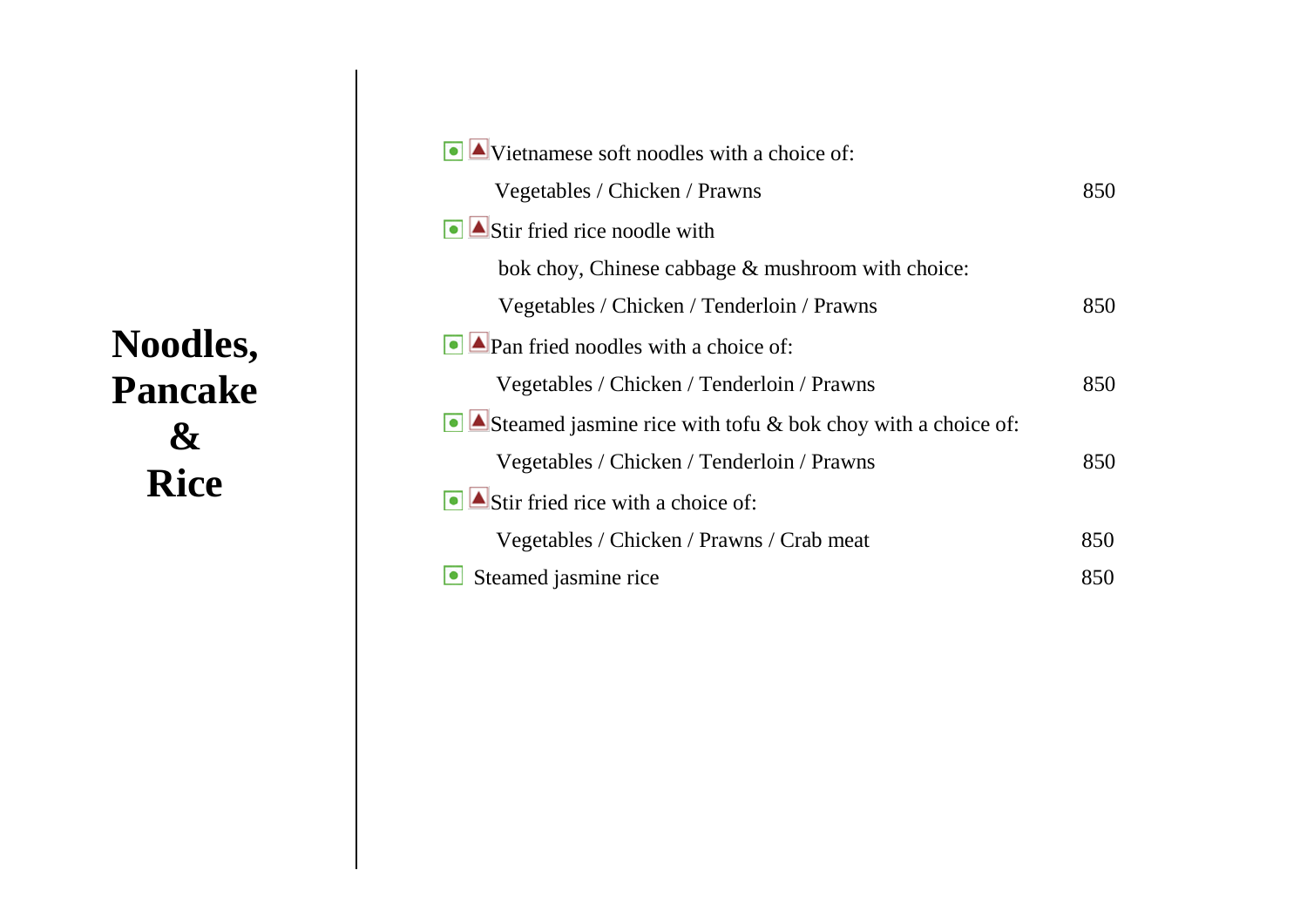# Noodles, Pancake & Rice

Vietnamese soft noodles with a choice of:
Vegetables / Chicken / Prawns 850

Stir fried rice noodle with
bok choy, Chinese cabbage & mushroom with choice:
Vegetables / Chicken / Tenderloin / Prawns 850

Pan fried noodles with a choice of:
Vegetables / Chicken / Tenderloin / Prawns 850

Steamed jasmine rice with tofu & bok choy with a choice of:
Vegetables / Chicken / Tenderloin / Prawns 850

Stir fried rice with a choice of:
Vegetables / Chicken / Prawns / Crab meat 850

Steamed jasmine rice 850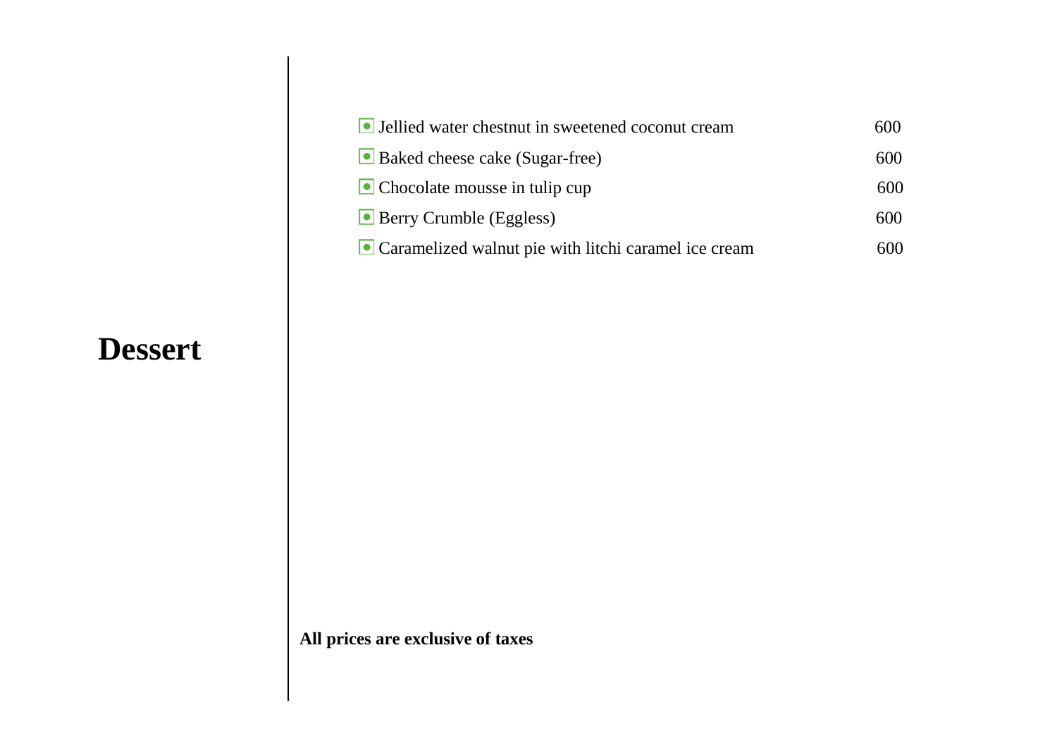# Dessert

| | |
|---|---|
| Jellied water chestnut in sweetened coconut cream | 600 |
| Baked cheese cake (Sugar-free) | 600 |
| Chocolate mousse in tulip cup | 600 |
| Berry Crumble (Eggless) | 600 |
| Caramelized walnut pie with litchi caramel ice cream | 600 |

**All prices are exclusive of taxes**